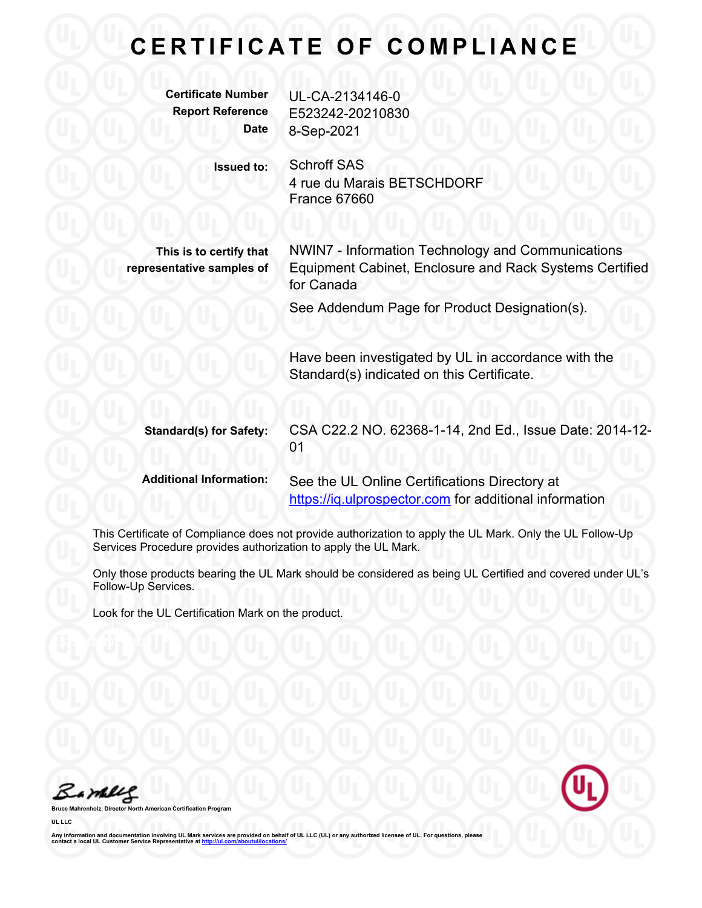# CERTIFICATE OF COMPLIANCE

**Certificate Number** UL-CA-2134146-0
**Report Reference** E523242-20210830
**Date** 8-Sep-2021

**Issued to:** Schroff SAS
4 rue du Marais BETSCHDORF
France 67660

**This is to certify that representative samples of** NWIN7 - Information Technology and Communications Equipment Cabinet, Enclosure and Rack Systems Certified for Canada

See Addendum Page for Product Designation(s).

Have been investigated by UL in accordance with the Standard(s) indicated on this Certificate.

**Standard(s) for Safety:** CSA C22.2 NO. 62368-1-14, 2nd Ed., Issue Date: 2014-12-01

**Additional Information:** See the UL Online Certifications Directory at https://iq.ulprospector.com for additional information

This Certificate of Compliance does not provide authorization to apply the UL Mark. Only the UL Follow-Up Services Procedure provides authorization to apply the UL Mark.

Only those products bearing the UL Mark should be considered as being UL Certified and covered under UL's Follow-Up Services.

Look for the UL Certification Mark on the product.

**Bruce Mahrenholz, Director North American Certification Program**

**UL LLC**

**Any information and documentation involving UL Mark services are provided on behalf of UL LLC (UL) or any authorized licensee of UL. For questions, please contact a local UL Customer Service Representative at http://ul.com/aboutul/locations/**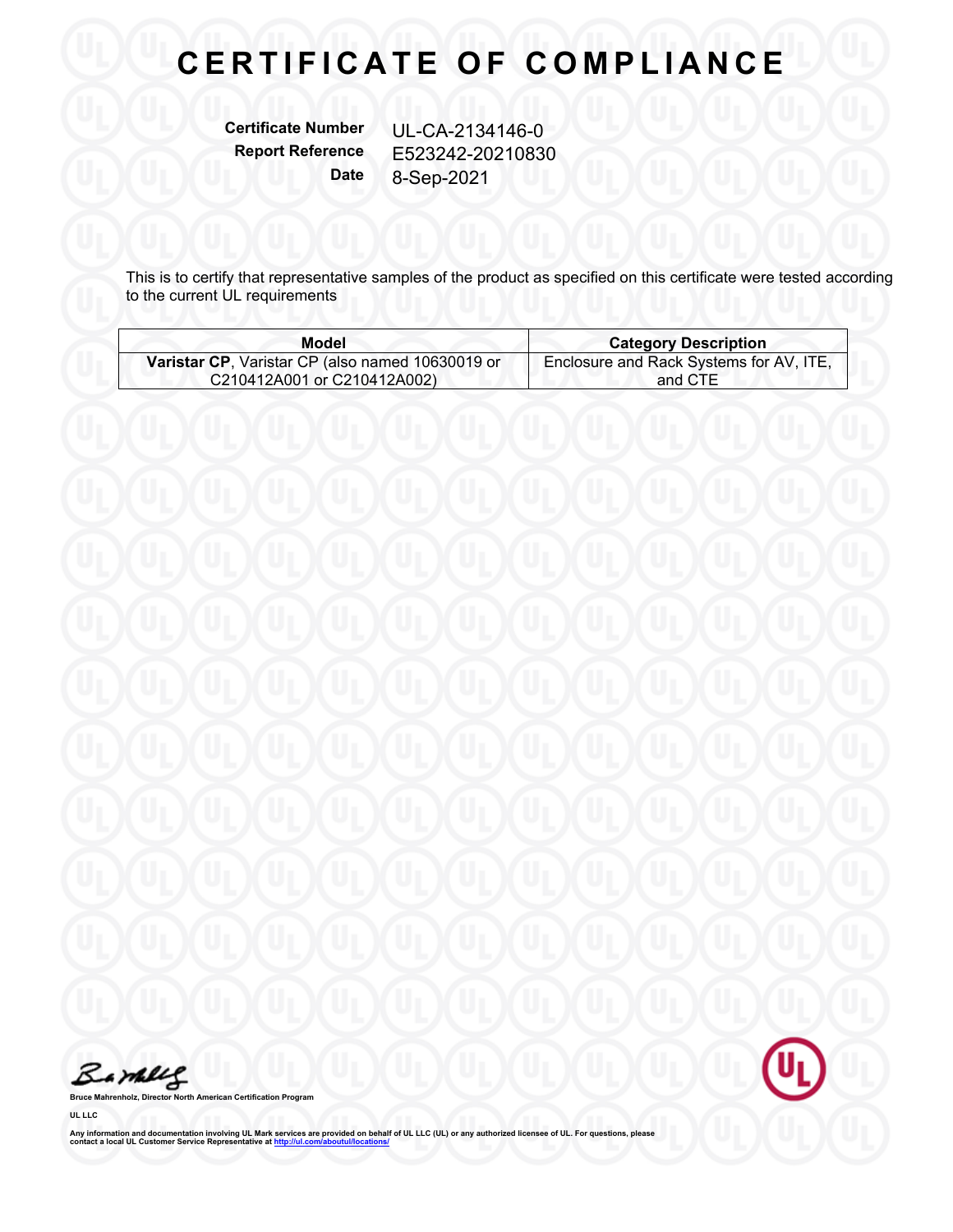# CERTIFICATE OF COMPLIANCE

**Certificate Number** UL-CA-2134146-0
**Report Reference** E523242-20210830
**Date** 8-Sep-2021

This is to certify that representative samples of the product as specified on this certificate were tested according to the current UL requirements

| Model | Category Description |
|---|---|
| **Varistar CP**, Varistar CP (also named 10630019 or C210412A001 or C210412A002) | Enclosure and Rack Systems for AV, ITE, and CTE |

**Bruce Mahrenholz, Director North American Certification Program**

**UL LLC**

**Any information and documentation involving UL Mark services are provided on behalf of UL LLC (UL) or any authorized licensee of UL. For questions, please contact a local UL Customer Service Representative at http://ul.com/aboutul/locations/**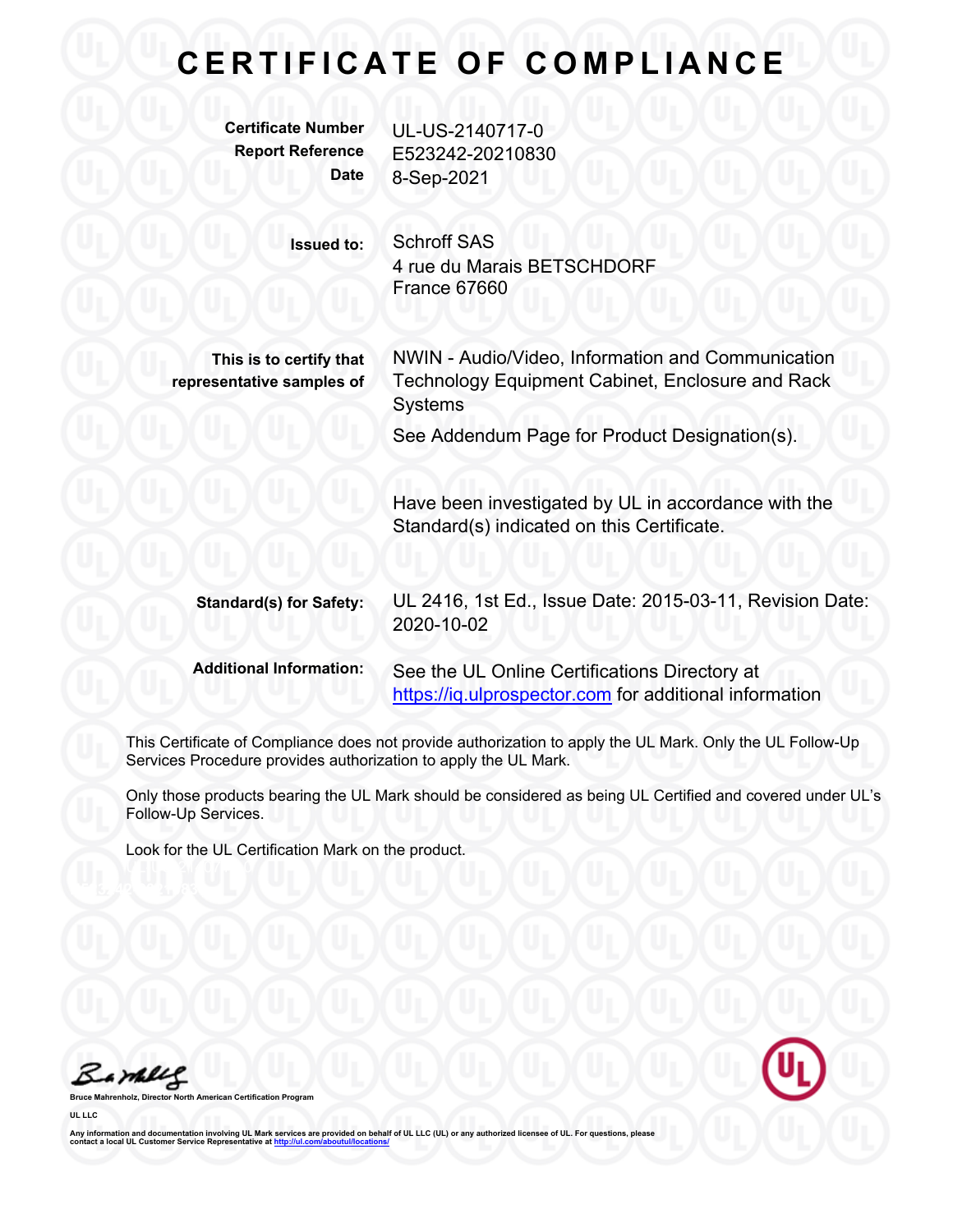# CERTIFICATE OF COMPLIANCE

**Certificate Number** UL-US-2140717-0
**Report Reference** E523242-20210830
**Date** 8-Sep-2021

**Issued to:** Schroff SAS
4 rue du Marais BETSCHDORF
France 67660

**This is to certify that representative samples of** NWIN - Audio/Video, Information and Communication Technology Equipment Cabinet, Enclosure and Rack Systems

See Addendum Page for Product Designation(s).

Have been investigated by UL in accordance with the Standard(s) indicated on this Certificate.

**Standard(s) for Safety:** UL 2416, 1st Ed., Issue Date: 2015-03-11, Revision Date: 2020-10-02

**Additional Information:** See the UL Online Certifications Directory at https://iq.ulprospector.com for additional information

This Certificate of Compliance does not provide authorization to apply the UL Mark. Only the UL Follow-Up Services Procedure provides authorization to apply the UL Mark.

Only those products bearing the UL Mark should be considered as being UL Certified and covered under UL's Follow-Up Services.

Look for the UL Certification Mark on the product.

**Bruce Mahrenholz, Director North American Certification Program**

**UL LLC**

**Any information and documentation involving UL Mark services are provided on behalf of UL LLC (UL) or any authorized licensee of UL. For questions, please contact a local UL Customer Service Representative at http://ul.com/aboutul/locations/**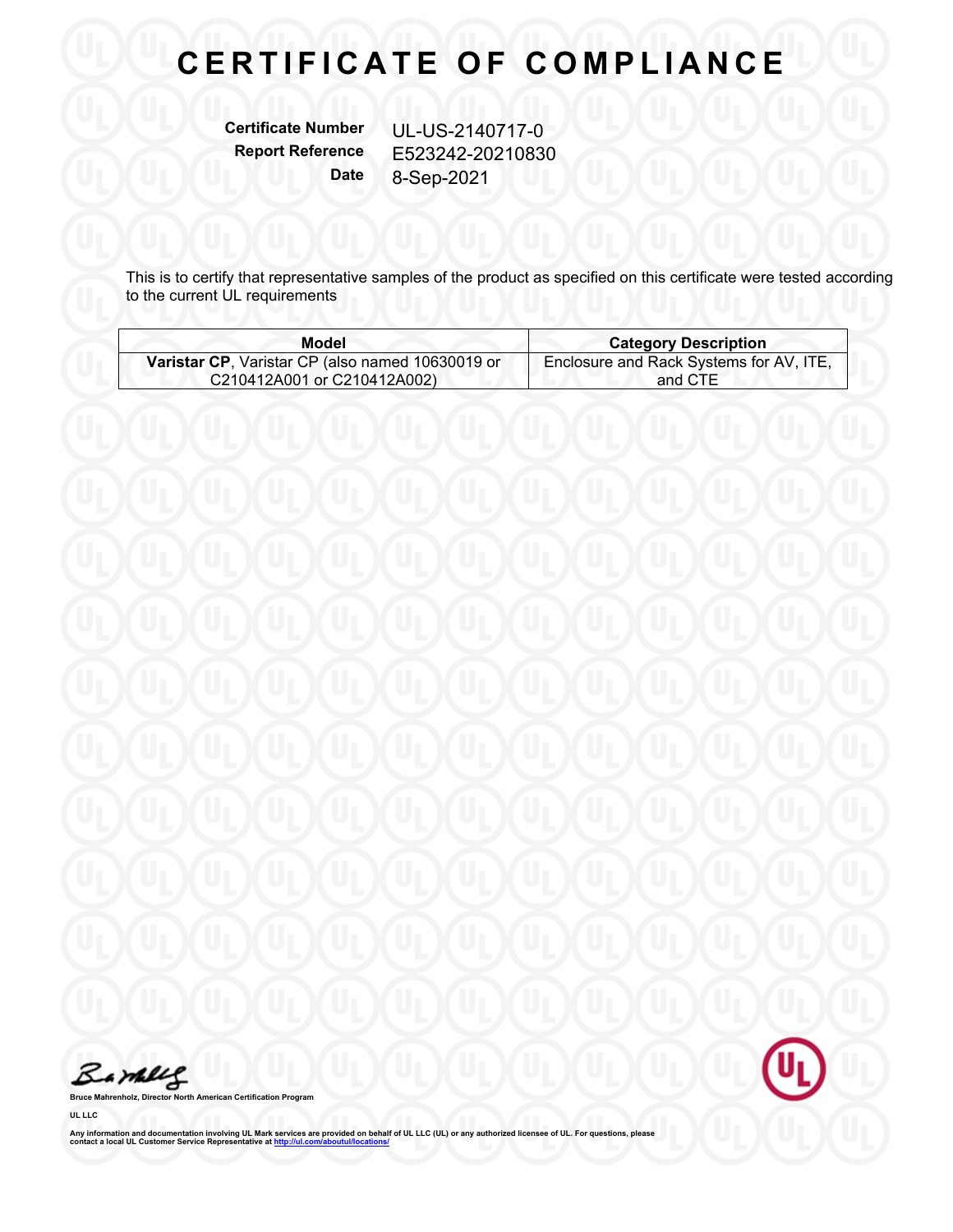# CERTIFICATE OF COMPLIANCE

**Certificate Number** UL-US-2140717-0
**Report Reference** E523242-20210830
**Date** 8-Sep-2021

This is to certify that representative samples of the product as specified on this certificate were tested according to the current UL requirements

| Model | Category Description |
|---|---|
| **Varistar CP**, Varistar CP (also named 10630019 or C210412A001 or C210412A002) | Enclosure and Rack Systems for AV, ITE, and CTE |

**Bruce Mahrenholz, Director North American Certification Program**

**UL LLC**

**Any information and documentation involving UL Mark services are provided on behalf of UL LLC (UL) or any authorized licensee of UL. For questions, please contact a local UL Customer Service Representative at http://ul.com/aboutul/locations/**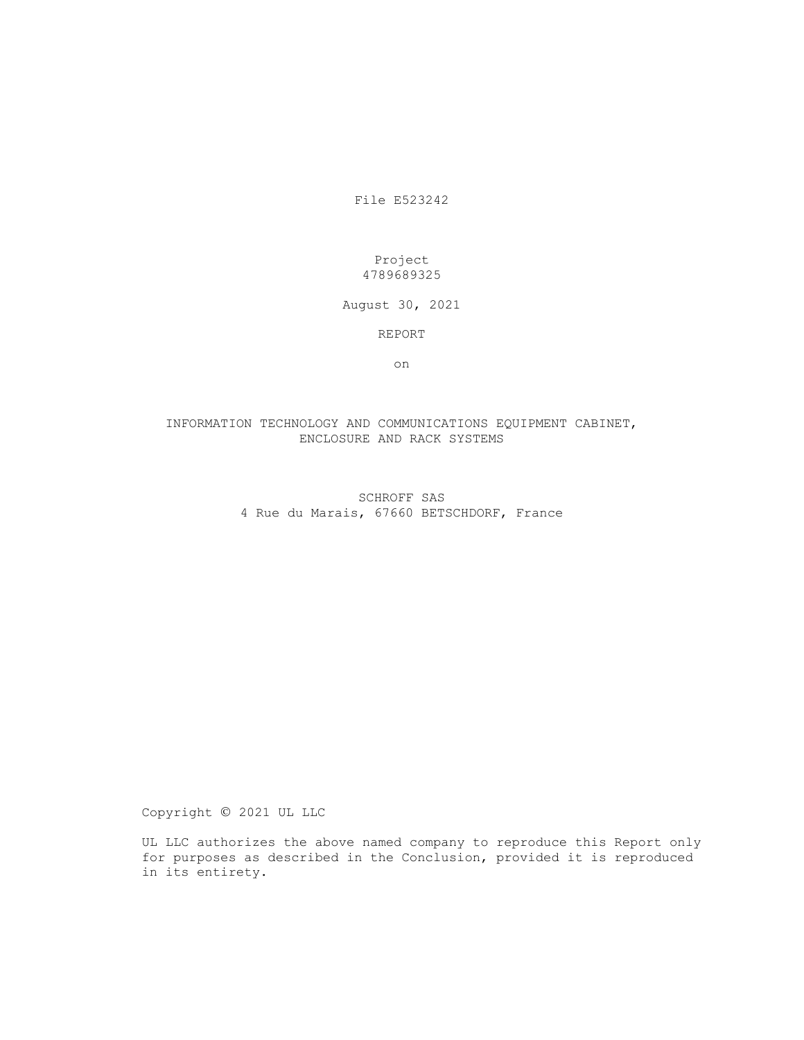File E523242

Project
4789689325

August 30, 2021

REPORT

on

INFORMATION TECHNOLOGY AND COMMUNICATIONS EQUIPMENT CABINET, ENCLOSURE AND RACK SYSTEMS

SCHROFF SAS
4 Rue du Marais, 67660 BETSCHDORF, France

Copyright © 2021 UL LLC

UL LLC authorizes the above named company to reproduce this Report only for purposes as described in the Conclusion, provided it is reproduced in its entirety.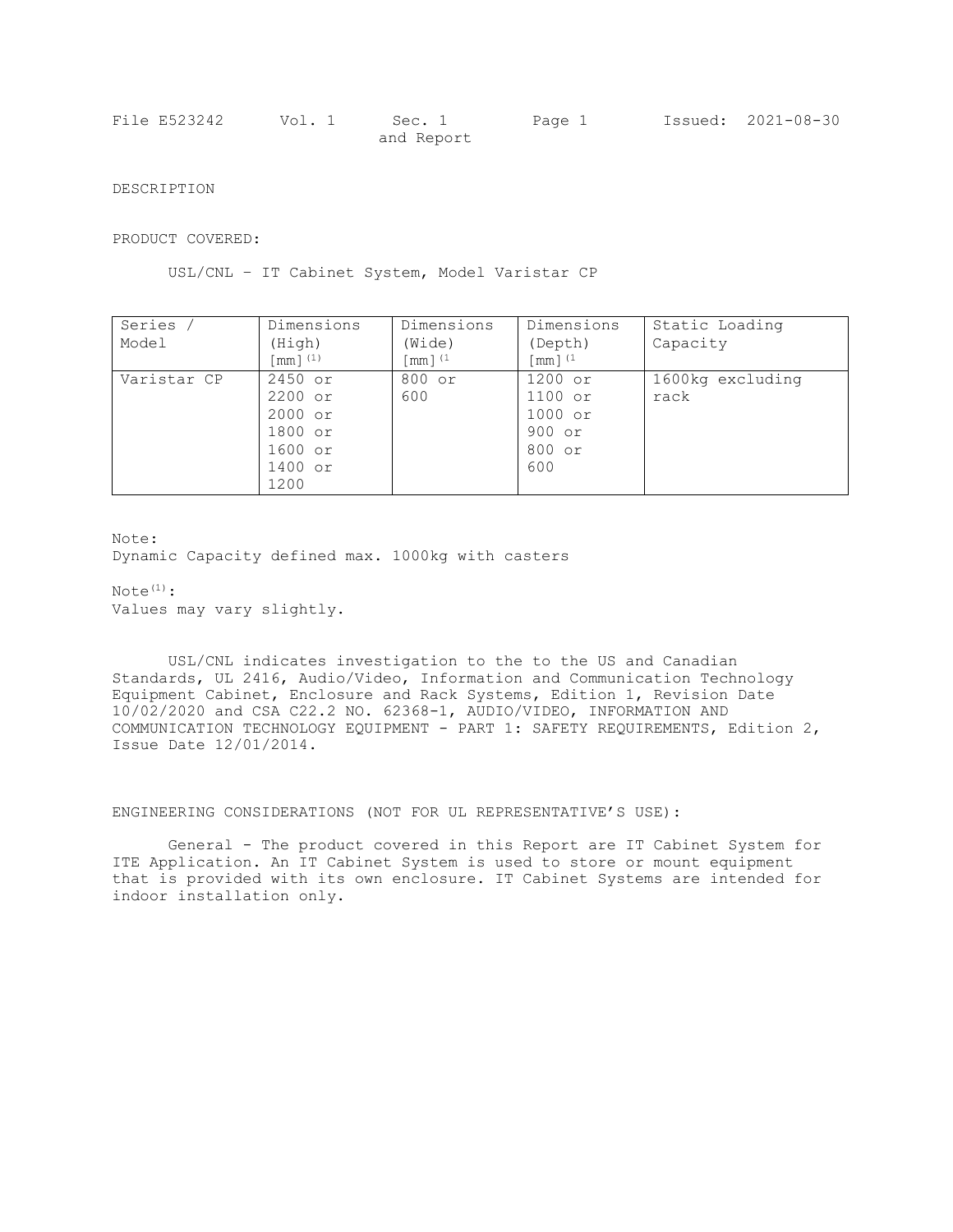DESCRIPTION

PRODUCT COVERED:

USL/CNL – IT Cabinet System, Model Varistar CP

| Series / Model | Dimensions (High) [mm] (1) | Dimensions (Wide) [mm] (1 | Dimensions (Depth) [mm] (1 | Static Loading Capacity |
|---|---|---|---|---|
| Varistar CP | 2450 or 2200 or 2000 or 1800 or 1600 or 1400 or 1200 | 800 or 600 | 1200 or 1100 or 1000 or 900 or 800 or 600 | 1600kg excluding rack |

Note:
Dynamic Capacity defined max. 1000kg with casters

Note(1):
Values may vary slightly.

USL/CNL indicates investigation to the to the US and Canadian Standards, UL 2416, Audio/Video, Information and Communication Technology Equipment Cabinet, Enclosure and Rack Systems, Edition 1, Revision Date 10/02/2020 and CSA C22.2 NO. 62368-1, AUDIO/VIDEO, INFORMATION AND COMMUNICATION TECHNOLOGY EQUIPMENT - PART 1: SAFETY REQUIREMENTS, Edition 2, Issue Date 12/01/2014.

ENGINEERING CONSIDERATIONS (NOT FOR UL REPRESENTATIVE'S USE):

General - The product covered in this Report are IT Cabinet System for ITE Application. An IT Cabinet System is used to store or mount equipment that is provided with its own enclosure. IT Cabinet Systems are intended for indoor installation only.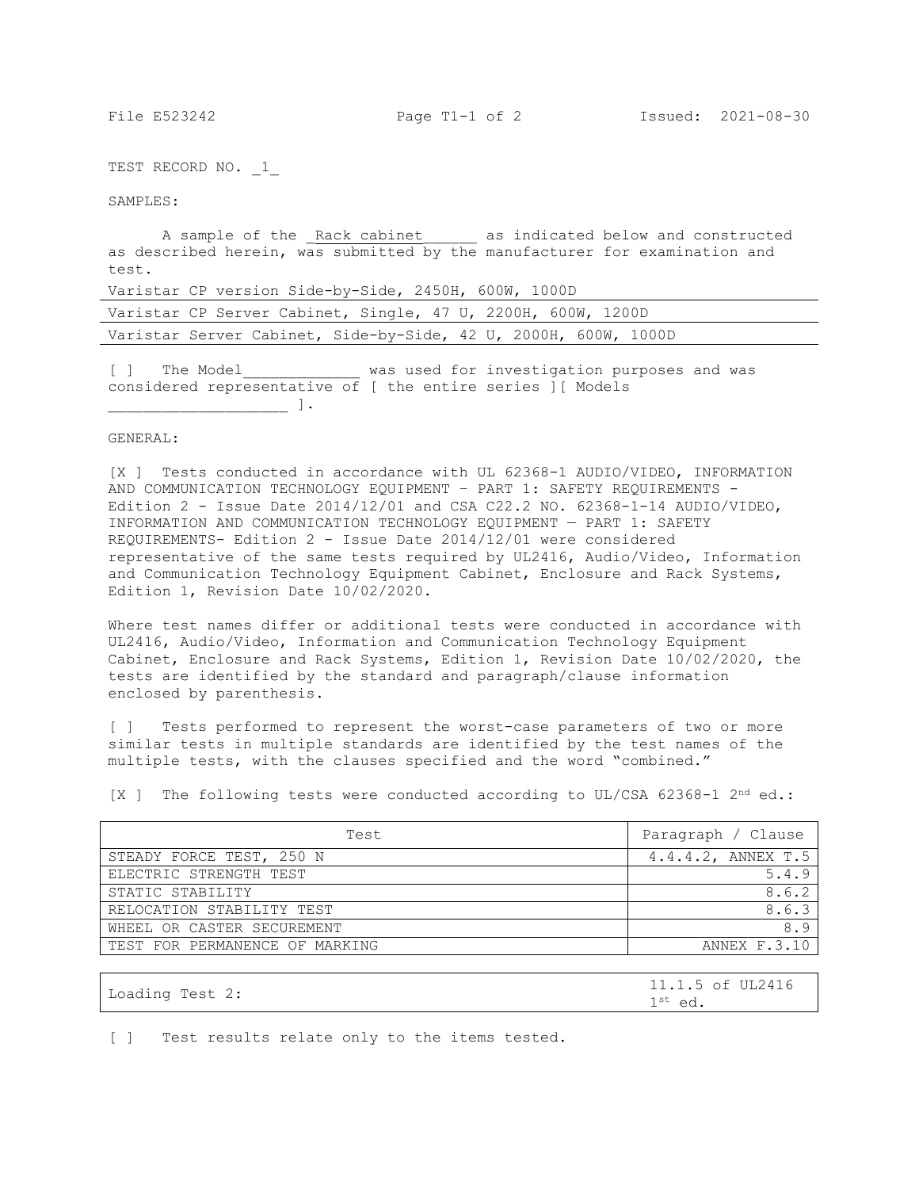TEST RECORD NO. _1_

SAMPLES:

A sample of the _Rack cabinet______ as indicated below and constructed as described herein, was submitted by the manufacturer for examination and test.

| Varistar CP version Side-by-Side, 2450H, 600W, 1000D |
|---|
| Varistar CP Server Cabinet, Single, 47 U, 2200H, 600W, 1200D |
| Varistar Server Cabinet, Side-by-Side, 42 U, 2000H, 600W, 1000D |

[ ] The Model_____________ was used for investigation purposes and was considered representative of [ the entire series ][ Models ____________________ ].

GENERAL:

[X ] Tests conducted in accordance with UL 62368-1 AUDIO/VIDEO, INFORMATION AND COMMUNICATION TECHNOLOGY EQUIPMENT – PART 1: SAFETY REQUIREMENTS - Edition 2 - Issue Date 2014/12/01 and CSA C22.2 NO. 62368-1-14 AUDIO/VIDEO, INFORMATION AND COMMUNICATION TECHNOLOGY EQUIPMENT — PART 1: SAFETY REQUIREMENTS- Edition 2 - Issue Date 2014/12/01 were considered representative of the same tests required by UL2416, Audio/Video, Information and Communication Technology Equipment Cabinet, Enclosure and Rack Systems, Edition 1, Revision Date 10/02/2020.

Where test names differ or additional tests were conducted in accordance with UL2416, Audio/Video, Information and Communication Technology Equipment Cabinet, Enclosure and Rack Systems, Edition 1, Revision Date 10/02/2020, the tests are identified by the standard and paragraph/clause information enclosed by parenthesis.

[ ] Tests performed to represent the worst-case parameters of two or more similar tests in multiple standards are identified by the test names of the multiple tests, with the clauses specified and the word "combined."

[X ] The following tests were conducted according to UL/CSA 62368-1 2nd ed.:

| Test | Paragraph / Clause |
|---|---|
| STEADY FORCE TEST, 250 N | 4.4.4.2, ANNEX T.5 |
| ELECTRIC STRENGTH TEST | 5.4.9 |
| STATIC STABILITY | 8.6.2 |
| RELOCATION STABILITY TEST | 8.6.3 |
| WHEEL OR CASTER SECUREMENT | 8.9 |
| TEST FOR PERMANENCE OF MARKING | ANNEX F.3.10 |

| Loading Test 2: | 11.1.5 of UL2416 1st ed. |
|---|---|

[ ] Test results relate only to the items tested.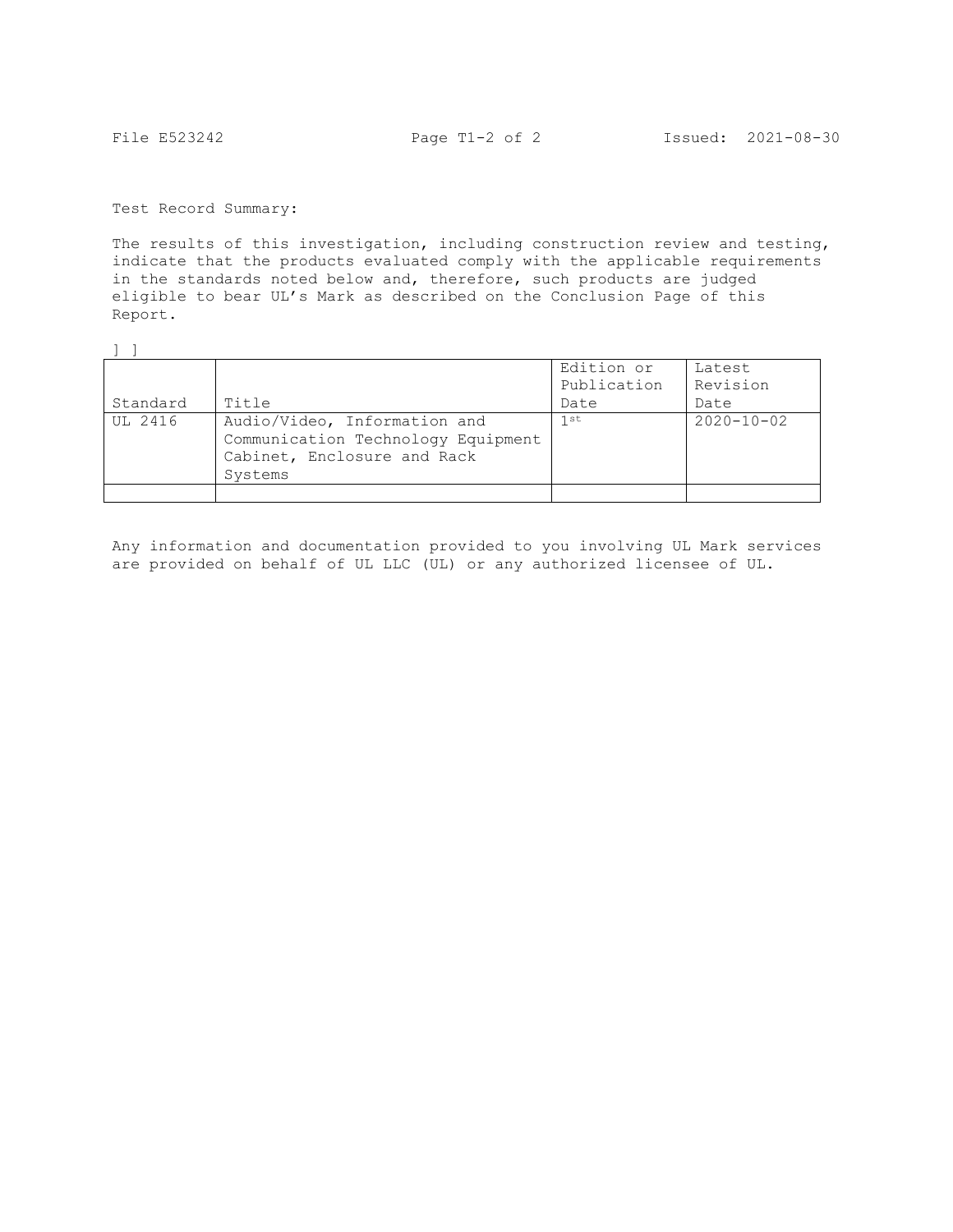Test Record Summary:

The results of this investigation, including construction review and testing, indicate that the products evaluated comply with the applicable requirements in the standards noted below and, therefore, such products are judged eligible to bear UL's Mark as described on the Conclusion Page of this Report.

] ]

| Standard | Title | Edition or Publication Date | Latest Revision Date |
|---|---|---|---|
| UL 2416 | Audio/Video, Information and Communication Technology Equipment Cabinet, Enclosure and Rack Systems | 1st | 2020-10-02 |
| | | | |

Any information and documentation provided to you involving UL Mark services are provided on behalf of UL LLC (UL) or any authorized licensee of UL.